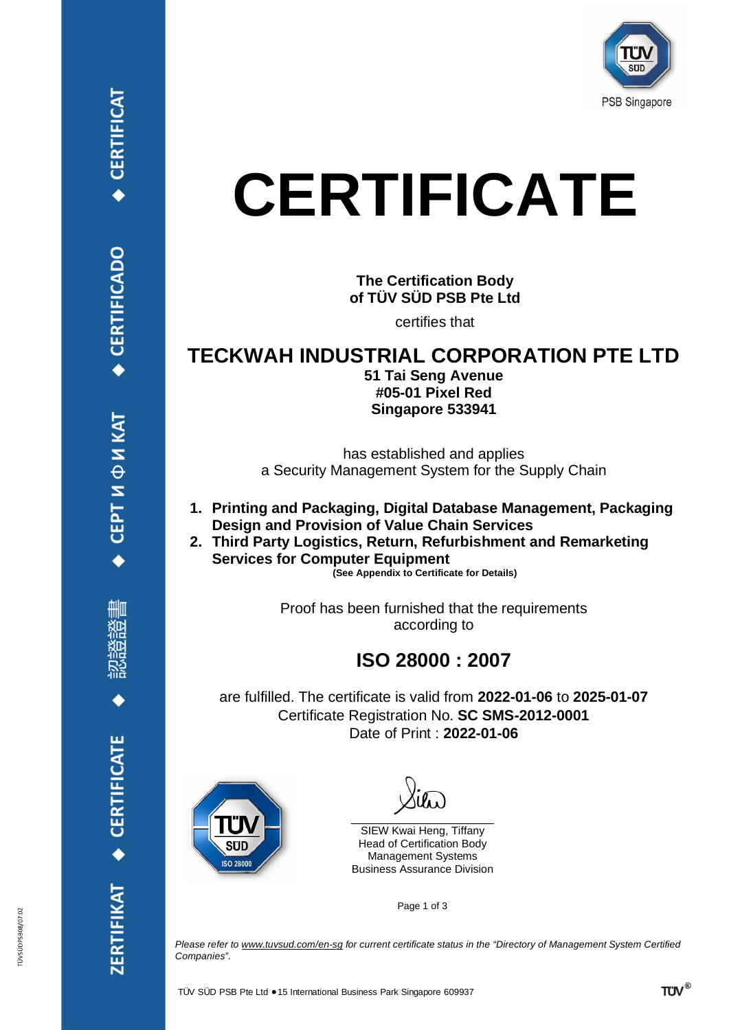# CERTIFICATE

**The Certification Body of TÜV SÜD PSB Pte Ltd**

certifies that

## TECKWAH INDUSTRIAL CORPORATION PTE LTD

**51 Tai Seng Avenue**
**#05-01 Pixel Red**
**Singapore 533941**

has established and applies
a Security Management System for the Supply Chain

1. **Printing and Packaging, Digital Database Management, Packaging Design and Provision of Value Chain Services**
2. **Third Party Logistics, Return, Refurbishment and Remarketing Services for Computer Equipment**

**(See Appendix to Certificate for Details)**

Proof has been furnished that the requirements according to

## ISO 28000 : 2007

are fulfilled. The certificate is valid from **2022-01-06** to **2025-01-07**
Certificate Registration No. **SC SMS-2012-0001**
Date of Print : **2022-01-06**

SIEW Kwai Heng, Tiffany
Head of Certification Body
Management Systems
Business Assurance Division

*Please refer to www.tuvsud.com/en-sg for current certificate status in the "Directory of Management System Certified Companies".*

TÜV SÜD PSB Pte Ltd ● 15 International Business Park Singapore 609937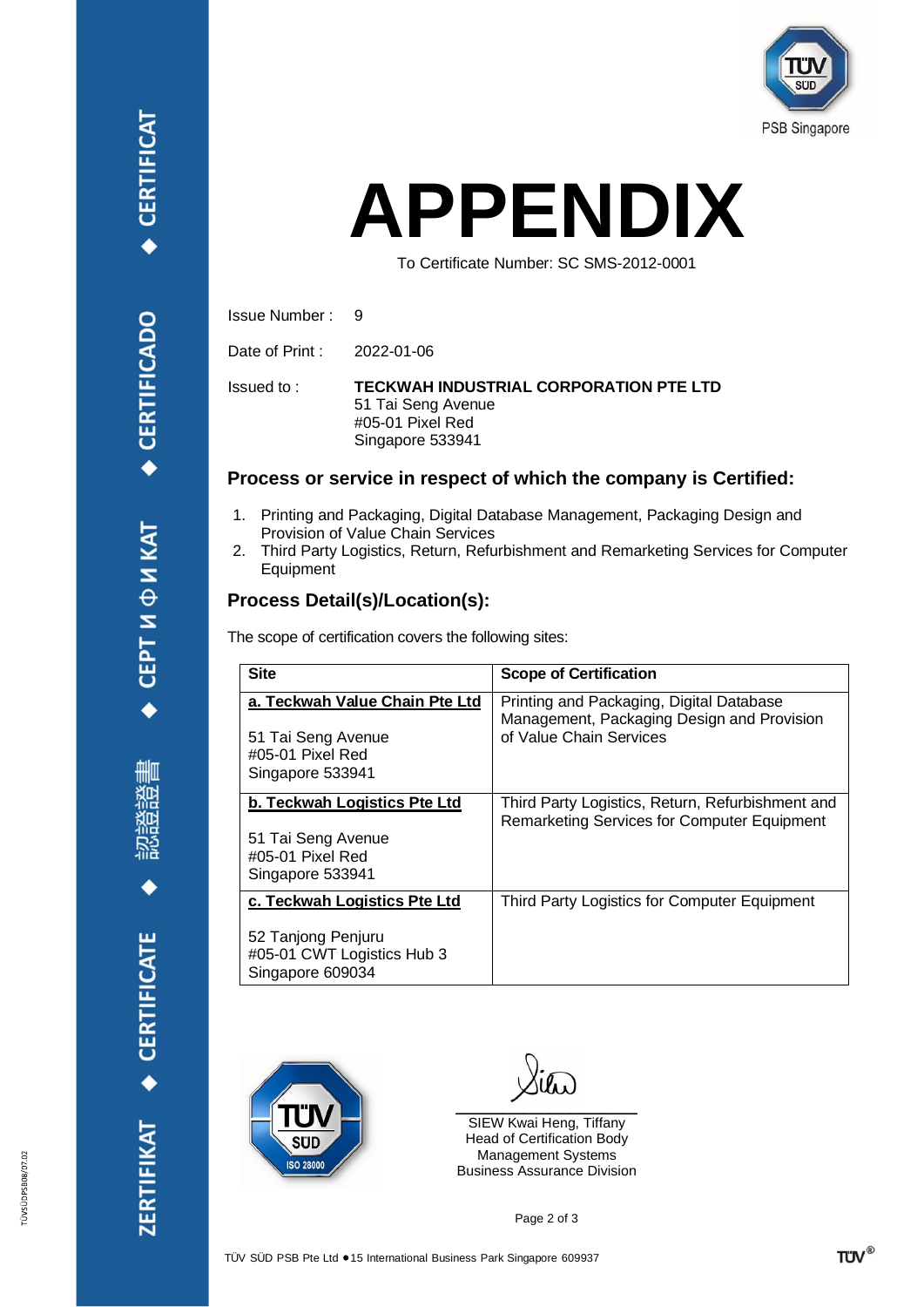# APPENDIX

To Certificate Number: SC SMS-2012-0001

Issue Number : 9

Date of Print : 2022-01-06

Issued to : **TECKWAH INDUSTRIAL CORPORATION PTE LTD**
51 Tai Seng Avenue
#05-01 Pixel Red
Singapore 533941

## Process or service in respect of which the company is Certified:

1. Printing and Packaging, Digital Database Management, Packaging Design and Provision of Value Chain Services
2. Third Party Logistics, Return, Refurbishment and Remarketing Services for Computer Equipment

## Process Detail(s)/Location(s):

The scope of certification covers the following sites:

| Site | Scope of Certification |
|---|---|
| **a. Teckwah Value Chain Pte Ltd**<br><br>51 Tai Seng Avenue<br>#05-01 Pixel Red<br>Singapore 533941 | Printing and Packaging, Digital Database Management, Packaging Design and Provision of Value Chain Services |
| **b. Teckwah Logistics Pte Ltd**<br><br>51 Tai Seng Avenue<br>#05-01 Pixel Red<br>Singapore 533941 | Third Party Logistics, Return, Refurbishment and Remarketing Services for Computer Equipment |
| **c. Teckwah Logistics Pte Ltd**<br><br>52 Tanjong Penjuru<br>#05-01 CWT Logistics Hub 3<br>Singapore 609034 | Third Party Logistics for Computer Equipment |

SIEW Kwai Heng, Tiffany
Head of Certification Body
Management Systems
Business Assurance Division

TÜV SÜD PSB Pte Ltd • 15 International Business Park Singapore 609937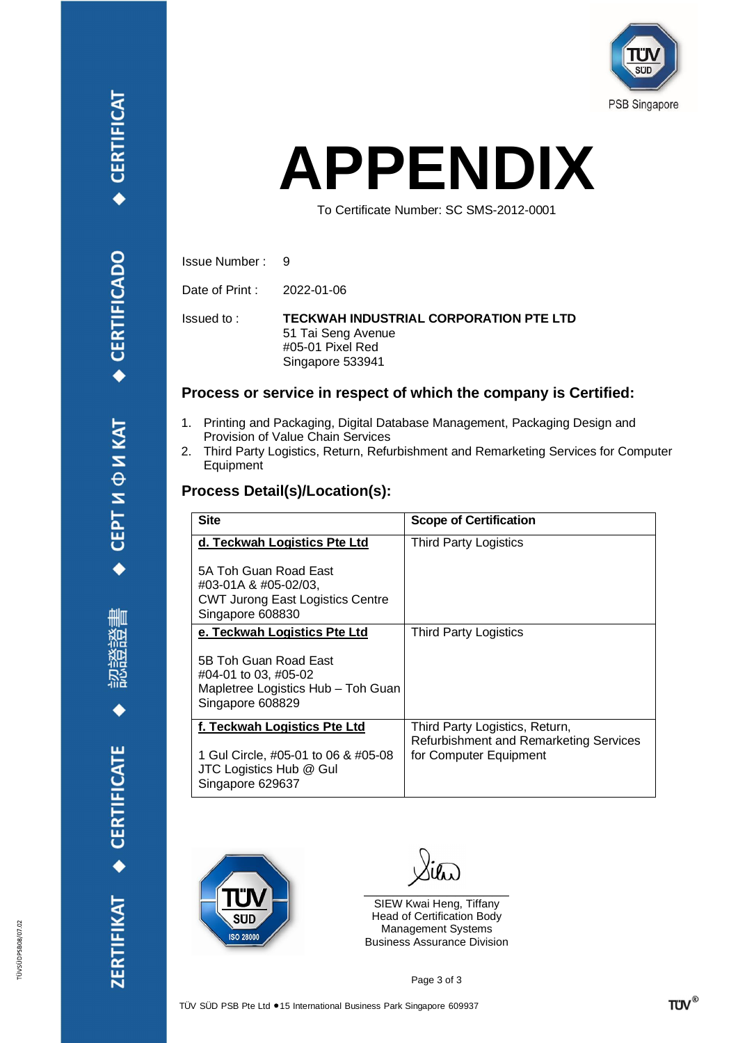# APPENDIX

To Certificate Number: SC SMS-2012-0001

Issue Number : 9

Date of Print : 2022-01-06

Issued to : **TECKWAH INDUSTRIAL CORPORATION PTE LTD**
51 Tai Seng Avenue
#05-01 Pixel Red
Singapore 533941

## Process or service in respect of which the company is Certified:

1. Printing and Packaging, Digital Database Management, Packaging Design and Provision of Value Chain Services
2. Third Party Logistics, Return, Refurbishment and Remarketing Services for Computer Equipment

## Process Detail(s)/Location(s):

| Site | Scope of Certification |
|---|---|
| **d. Teckwah Logistics Pte Ltd**<br><br>5A Toh Guan Road East<br>#03-01A & #05-02/03,<br>CWT Jurong East Logistics Centre<br>Singapore 608830 | Third Party Logistics |
| **e. Teckwah Logistics Pte Ltd**<br><br>5B Toh Guan Road East<br>#04-01 to 03, #05-02<br>Mapletree Logistics Hub – Toh Guan<br>Singapore 608829 | Third Party Logistics |
| **f. Teckwah Logistics Pte Ltd**<br><br>1 Gul Circle, #05-01 to 06 & #05-08<br>JTC Logistics Hub @ Gul<br>Singapore 629637 | Third Party Logistics, Return, Refurbishment and Remarketing Services for Computer Equipment |

SIEW Kwai Heng, Tiffany
Head of Certification Body
Management Systems
Business Assurance Division

TÜV SÜD PSB Pte Ltd • 15 International Business Park Singapore 609937